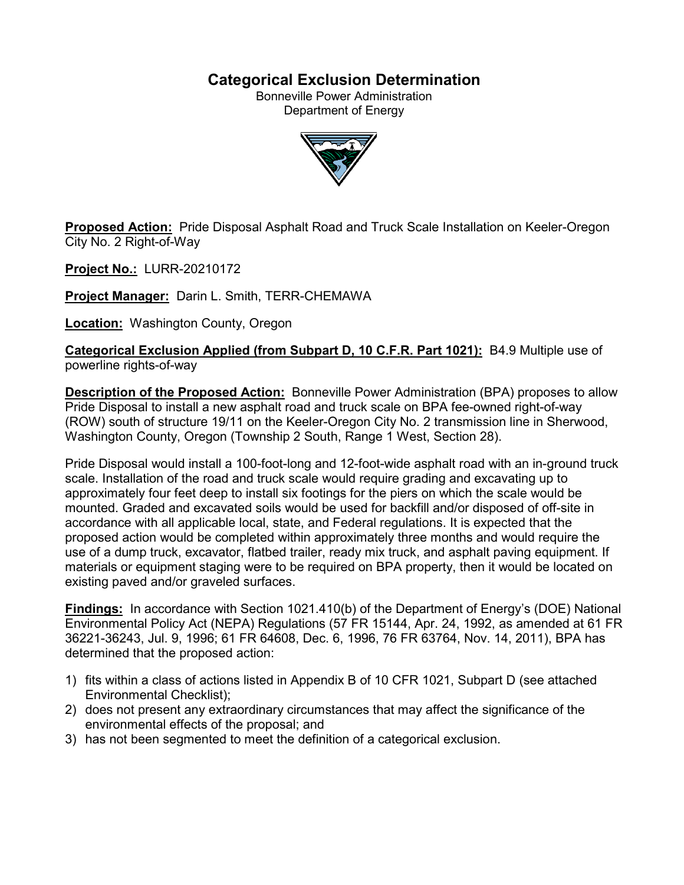# Categorical Exclusion Determination

Bonneville Power Administration
Department of Energy

**Proposed Action:** Pride Disposal Asphalt Road and Truck Scale Installation on Keeler-Oregon City No. 2 Right-of-Way

**Project No.:** LURR-20210172

**Project Manager:** Darin L. Smith, TERR-CHEMAWA

**Location:** Washington County, Oregon

**Categorical Exclusion Applied (from Subpart D, 10 C.F.R. Part 1021):** B4.9 Multiple use of powerline rights-of-way

**Description of the Proposed Action:** Bonneville Power Administration (BPA) proposes to allow Pride Disposal to install a new asphalt road and truck scale on BPA fee-owned right-of-way (ROW) south of structure 19/11 on the Keeler-Oregon City No. 2 transmission line in Sherwood, Washington County, Oregon (Township 2 South, Range 1 West, Section 28).

Pride Disposal would install a 100-foot-long and 12-foot-wide asphalt road with an in-ground truck scale. Installation of the road and truck scale would require grading and excavating up to approximately four feet deep to install six footings for the piers on which the scale would be mounted. Graded and excavated soils would be used for backfill and/or disposed of off-site in accordance with all applicable local, state, and Federal regulations. It is expected that the proposed action would be completed within approximately three months and would require the use of a dump truck, excavator, flatbed trailer, ready mix truck, and asphalt paving equipment. If materials or equipment staging were to be required on BPA property, then it would be located on existing paved and/or graveled surfaces.

**Findings:** In accordance with Section 1021.410(b) of the Department of Energy's (DOE) National Environmental Policy Act (NEPA) Regulations (57 FR 15144, Apr. 24, 1992, as amended at 61 FR 36221-36243, Jul. 9, 1996; 61 FR 64608, Dec. 6, 1996, 76 FR 63764, Nov. 14, 2011), BPA has determined that the proposed action:

1) fits within a class of actions listed in Appendix B of 10 CFR 1021, Subpart D (see attached Environmental Checklist);
2) does not present any extraordinary circumstances that may affect the significance of the environmental effects of the proposal; and
3) has not been segmented to meet the definition of a categorical exclusion.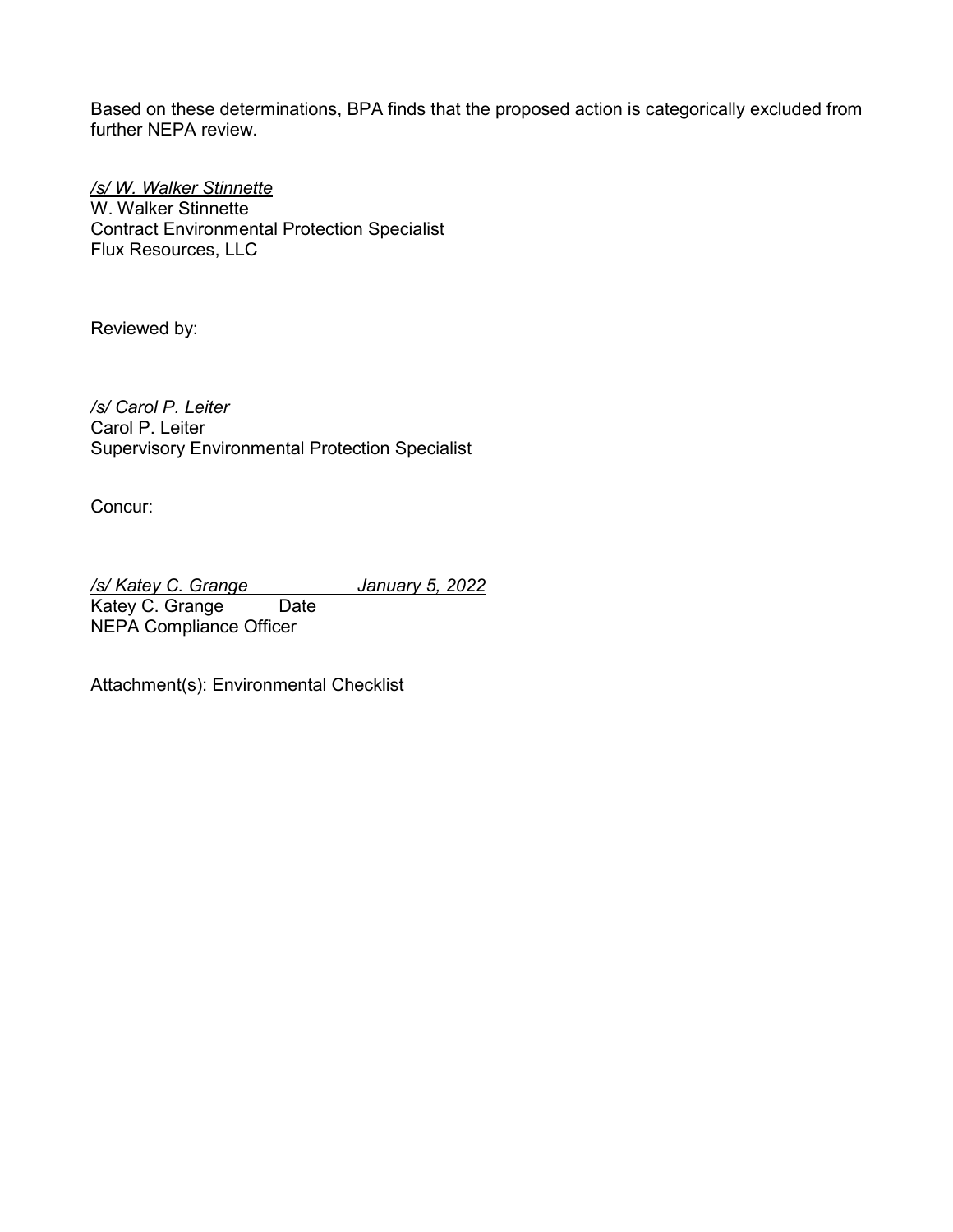Based on these determinations, BPA finds that the proposed action is categorically excluded from further NEPA review.

*/s/ W. Walker Stinnette*
W. Walker Stinnette
Contract Environmental Protection Specialist
Flux Resources, LLC

Reviewed by:

*/s/ Carol P. Leiter*
Carol P. Leiter
Supervisory Environmental Protection Specialist

Concur:

*/s/ Katey C. Grange* *January 5, 2022*
Katey C. Grange Date
NEPA Compliance Officer

Attachment(s): Environmental Checklist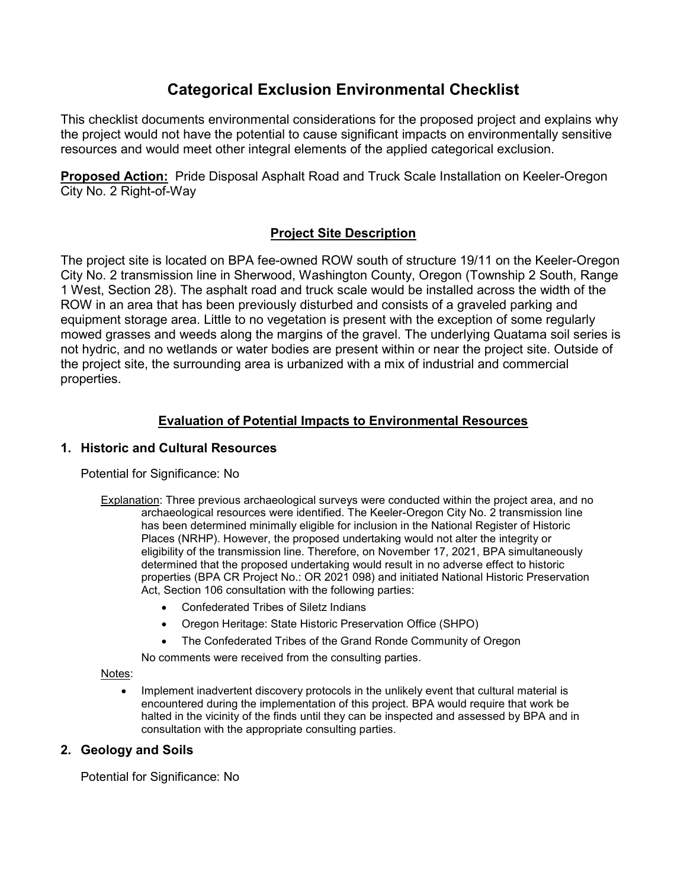# Categorical Exclusion Environmental Checklist

This checklist documents environmental considerations for the proposed project and explains why the project would not have the potential to cause significant impacts on environmentally sensitive resources and would meet other integral elements of the applied categorical exclusion.

**Proposed Action:** Pride Disposal Asphalt Road and Truck Scale Installation on Keeler-Oregon City No. 2 Right-of-Way

## Project Site Description

The project site is located on BPA fee-owned ROW south of structure 19/11 on the Keeler-Oregon City No. 2 transmission line in Sherwood, Washington County, Oregon (Township 2 South, Range 1 West, Section 28). The asphalt road and truck scale would be installed across the width of the ROW in an area that has been previously disturbed and consists of a graveled parking and equipment storage area. Little to no vegetation is present with the exception of some regularly mowed grasses and weeds along the margins of the gravel. The underlying Quatama soil series is not hydric, and no wetlands or water bodies are present within or near the project site. Outside of the project site, the surrounding area is urbanized with a mix of industrial and commercial properties.

## Evaluation of Potential Impacts to Environmental Resources

### 1. Historic and Cultural Resources

Potential for Significance: No

Explanation: Three previous archaeological surveys were conducted within the project area, and no archaeological resources were identified. The Keeler-Oregon City No. 2 transmission line has been determined minimally eligible for inclusion in the National Register of Historic Places (NRHP). However, the proposed undertaking would not alter the integrity or eligibility of the transmission line. Therefore, on November 17, 2021, BPA simultaneously determined that the proposed undertaking would result in no adverse effect to historic properties (BPA CR Project No.: OR 2021 098) and initiated National Historic Preservation Act, Section 106 consultation with the following parties:

- Confederated Tribes of Siletz Indians
- Oregon Heritage: State Historic Preservation Office (SHPO)
- The Confederated Tribes of the Grand Ronde Community of Oregon

No comments were received from the consulting parties.

Notes:

- Implement inadvertent discovery protocols in the unlikely event that cultural material is encountered during the implementation of this project. BPA would require that work be halted in the vicinity of the finds until they can be inspected and assessed by BPA and in consultation with the appropriate consulting parties.

### 2. Geology and Soils

Potential for Significance: No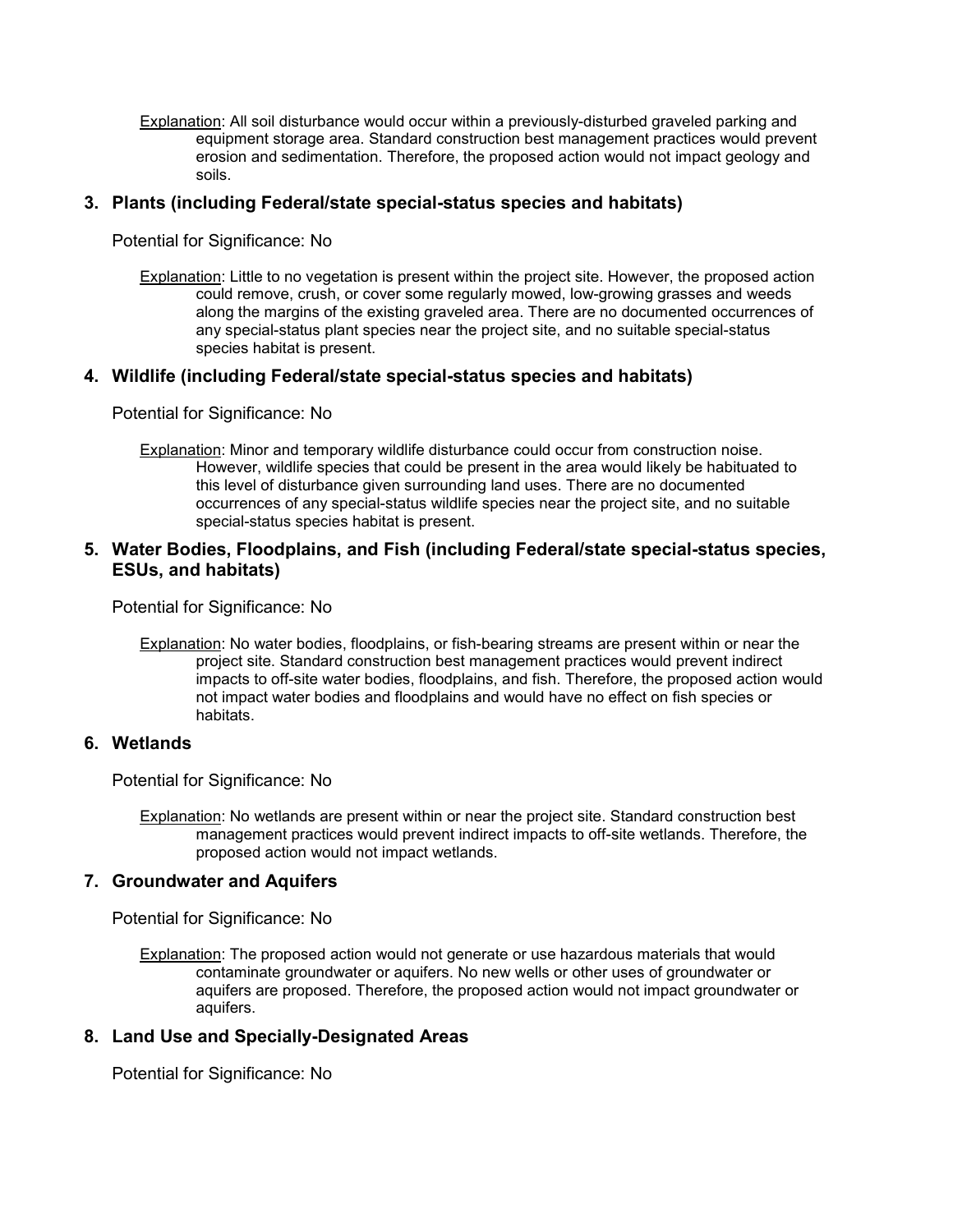<u>Explanation</u>: All soil disturbance would occur within a previously-disturbed graveled parking and equipment storage area. Standard construction best management practices would prevent erosion and sedimentation. Therefore, the proposed action would not impact geology and soils.

### 3. Plants (including Federal/state special-status species and habitats)

Potential for Significance: No

<u>Explanation</u>: Little to no vegetation is present within the project site. However, the proposed action could remove, crush, or cover some regularly mowed, low-growing grasses and weeds along the margins of the existing graveled area. There are no documented occurrences of any special-status plant species near the project site, and no suitable special-status species habitat is present.

### 4. Wildlife (including Federal/state special-status species and habitats)

Potential for Significance: No

<u>Explanation</u>: Minor and temporary wildlife disturbance could occur from construction noise. However, wildlife species that could be present in the area would likely be habituated to this level of disturbance given surrounding land uses. There are no documented occurrences of any special-status wildlife species near the project site, and no suitable special-status species habitat is present.

### 5. Water Bodies, Floodplains, and Fish (including Federal/state special-status species, ESUs, and habitats)

Potential for Significance: No

<u>Explanation</u>: No water bodies, floodplains, or fish-bearing streams are present within or near the project site. Standard construction best management practices would prevent indirect impacts to off-site water bodies, floodplains, and fish. Therefore, the proposed action would not impact water bodies and floodplains and would have no effect on fish species or habitats.

### 6. Wetlands

Potential for Significance: No

<u>Explanation</u>: No wetlands are present within or near the project site. Standard construction best management practices would prevent indirect impacts to off-site wetlands. Therefore, the proposed action would not impact wetlands.

### 7. Groundwater and Aquifers

Potential for Significance: No

<u>Explanation</u>: The proposed action would not generate or use hazardous materials that would contaminate groundwater or aquifers. No new wells or other uses of groundwater or aquifers are proposed. Therefore, the proposed action would not impact groundwater or aquifers.

### 8. Land Use and Specially-Designated Areas

Potential for Significance: No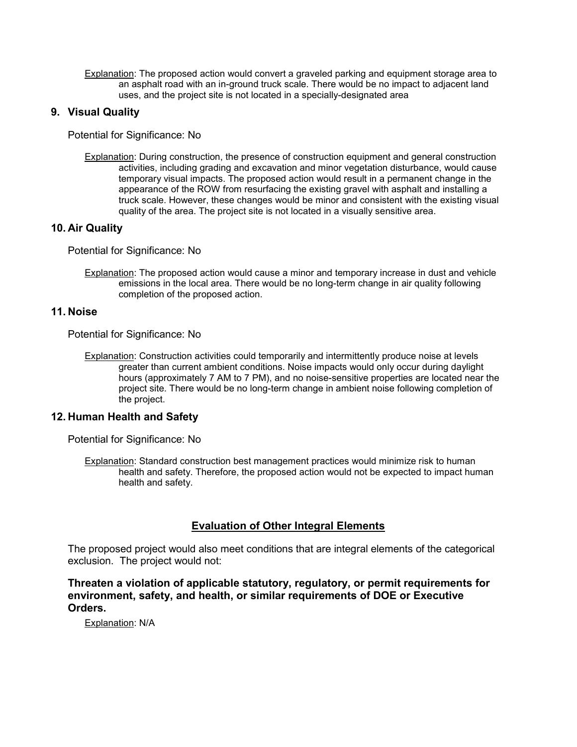Explanation: The proposed action would convert a graveled parking and equipment storage area to an asphalt road with an in-ground truck scale. There would be no impact to adjacent land uses, and the project site is not located in a specially-designated area

## 9. Visual Quality

Potential for Significance: No

Explanation: During construction, the presence of construction equipment and general construction activities, including grading and excavation and minor vegetation disturbance, would cause temporary visual impacts. The proposed action would result in a permanent change in the appearance of the ROW from resurfacing the existing gravel with asphalt and installing a truck scale. However, these changes would be minor and consistent with the existing visual quality of the area. The project site is not located in a visually sensitive area.

## 10. Air Quality

Potential for Significance: No

Explanation: The proposed action would cause a minor and temporary increase in dust and vehicle emissions in the local area. There would be no long-term change in air quality following completion of the proposed action.

## 11. Noise

Potential for Significance: No

Explanation: Construction activities could temporarily and intermittently produce noise at levels greater than current ambient conditions. Noise impacts would only occur during daylight hours (approximately 7 AM to 7 PM), and no noise-sensitive properties are located near the project site. There would be no long-term change in ambient noise following completion of the project.

## 12. Human Health and Safety

Potential for Significance: No

Explanation: Standard construction best management practices would minimize risk to human health and safety. Therefore, the proposed action would not be expected to impact human health and safety.

## Evaluation of Other Integral Elements

The proposed project would also meet conditions that are integral elements of the categorical exclusion. The project would not:

**Threaten a violation of applicable statutory, regulatory, or permit requirements for environment, safety, and health, or similar requirements of DOE or Executive Orders.**

Explanation: N/A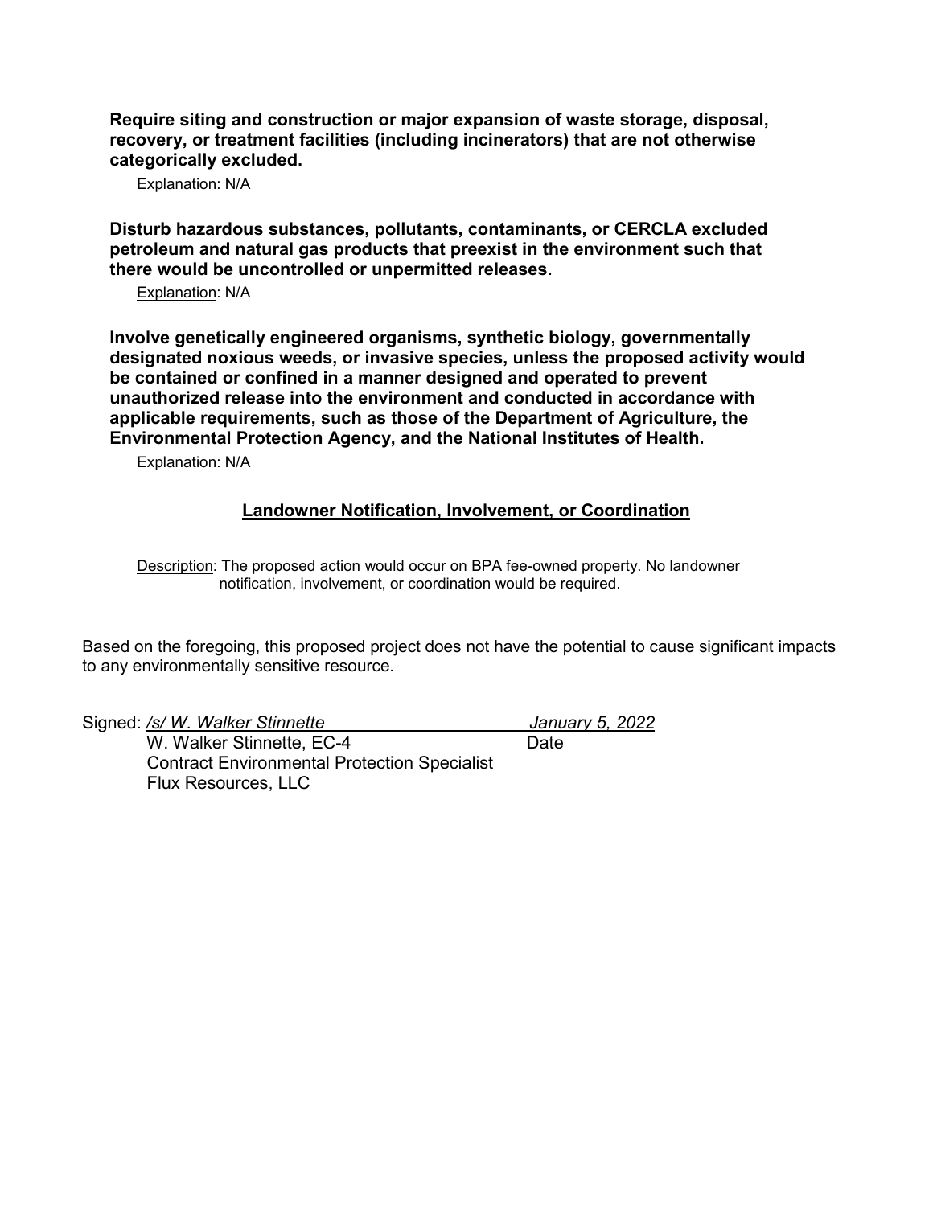**Require siting and construction or major expansion of waste storage, disposal, recovery, or treatment facilities (including incinerators) that are not otherwise categorically excluded.**

Explanation: N/A

**Disturb hazardous substances, pollutants, contaminants, or CERCLA excluded petroleum and natural gas products that preexist in the environment such that there would be uncontrolled or unpermitted releases.**

Explanation: N/A

**Involve genetically engineered organisms, synthetic biology, governmentally designated noxious weeds, or invasive species, unless the proposed activity would be contained or confined in a manner designed and operated to prevent unauthorized release into the environment and conducted in accordance with applicable requirements, such as those of the Department of Agriculture, the Environmental Protection Agency, and the National Institutes of Health.**

Explanation: N/A

## Landowner Notification, Involvement, or Coordination

Description: The proposed action would occur on BPA fee-owned property. No landowner notification, involvement, or coordination would be required.

Based on the foregoing, this proposed project does not have the potential to cause significant impacts to any environmentally sensitive resource.

Signed: */s/ W. Walker Stinnette* *January 5, 2022*

W. Walker Stinnette, EC-4 Date
Contract Environmental Protection Specialist
Flux Resources, LLC